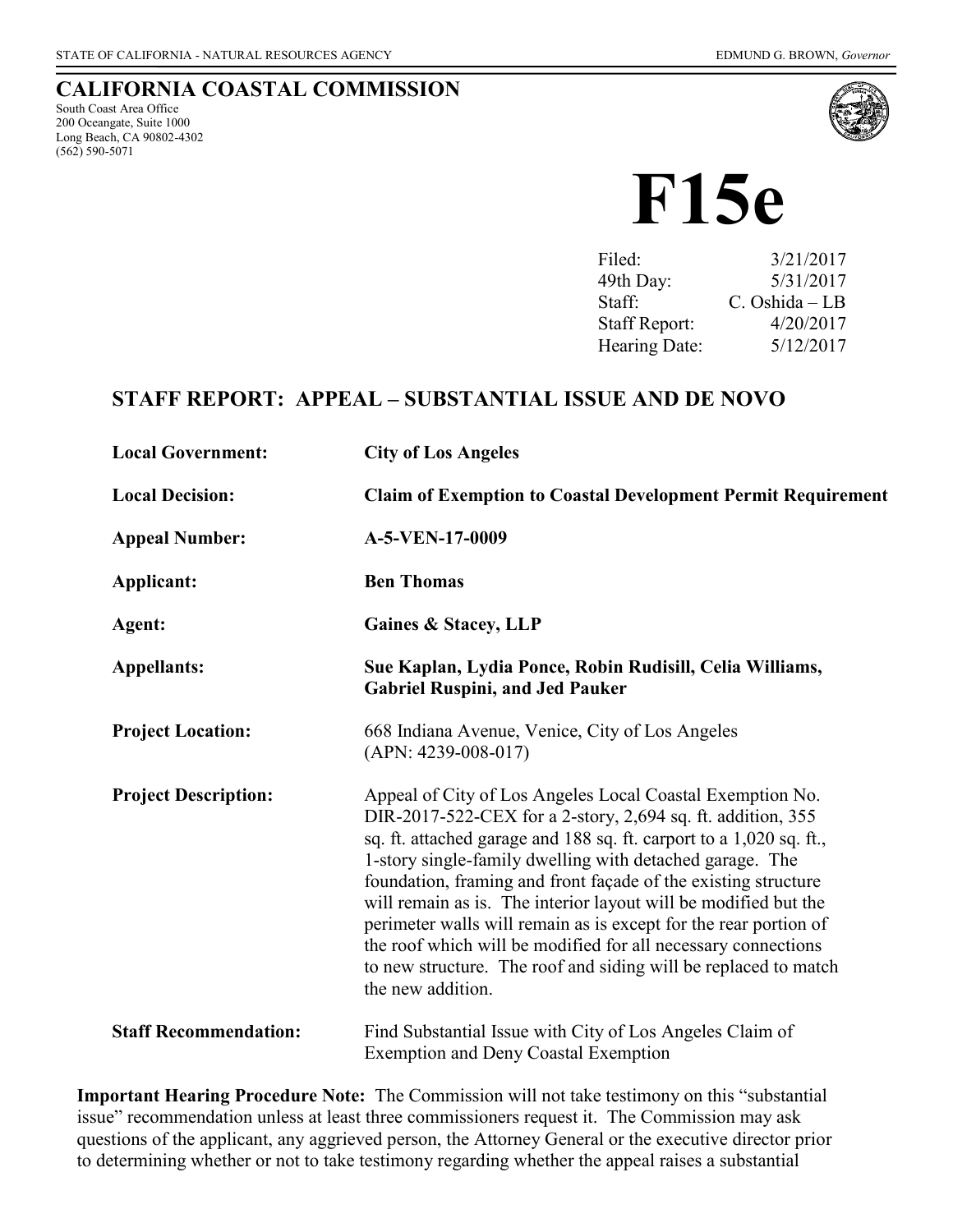STATE OF CALIFORNIA - NATURAL RESOURCES AGENCY EDMUND G. BROWN, *Governor*

## CALIFORNIA COASTAL COMMISSION

South Coast Area Office
200 Oceangate, Suite 1000
Long Beach, CA 90802-4302
(562) 590-5071

# F15e

| | |
|---|---|
| Filed: | 3/21/2017 |
| 49th Day: | 5/31/2017 |
| Staff: | C. Oshida – LB |
| Staff Report: | 4/20/2017 |
| Hearing Date: | 5/12/2017 |

## STAFF REPORT: APPEAL – SUBSTANTIAL ISSUE AND DE NOVO

**Local Government:** **City of Los Angeles**

**Local Decision:** **Claim of Exemption to Coastal Development Permit Requirement**

**Appeal Number:** **A-5-VEN-17-0009**

**Applicant:** **Ben Thomas**

**Agent:** **Gaines & Stacey, LLP**

**Appellants:** **Sue Kaplan, Lydia Ponce, Robin Rudisill, Celia Williams, Gabriel Ruspini, and Jed Pauker**

**Project Location:** 668 Indiana Avenue, Venice, City of Los Angeles (APN: 4239-008-017)

**Project Description:** Appeal of City of Los Angeles Local Coastal Exemption No. DIR-2017-522-CEX for a 2-story, 2,694 sq. ft. addition, 355 sq. ft. attached garage and 188 sq. ft. carport to a 1,020 sq. ft., 1-story single-family dwelling with detached garage. The foundation, framing and front façade of the existing structure will remain as is. The interior layout will be modified but the perimeter walls will remain as is except for the rear portion of the roof which will be modified for all necessary connections to new structure. The roof and siding will be replaced to match the new addition.

**Staff Recommendation:** Find Substantial Issue with City of Los Angeles Claim of Exemption and Deny Coastal Exemption

**Important Hearing Procedure Note:** The Commission will not take testimony on this "substantial issue" recommendation unless at least three commissioners request it. The Commission may ask questions of the applicant, any aggrieved person, the Attorney General or the executive director prior to determining whether or not to take testimony regarding whether the appeal raises a substantial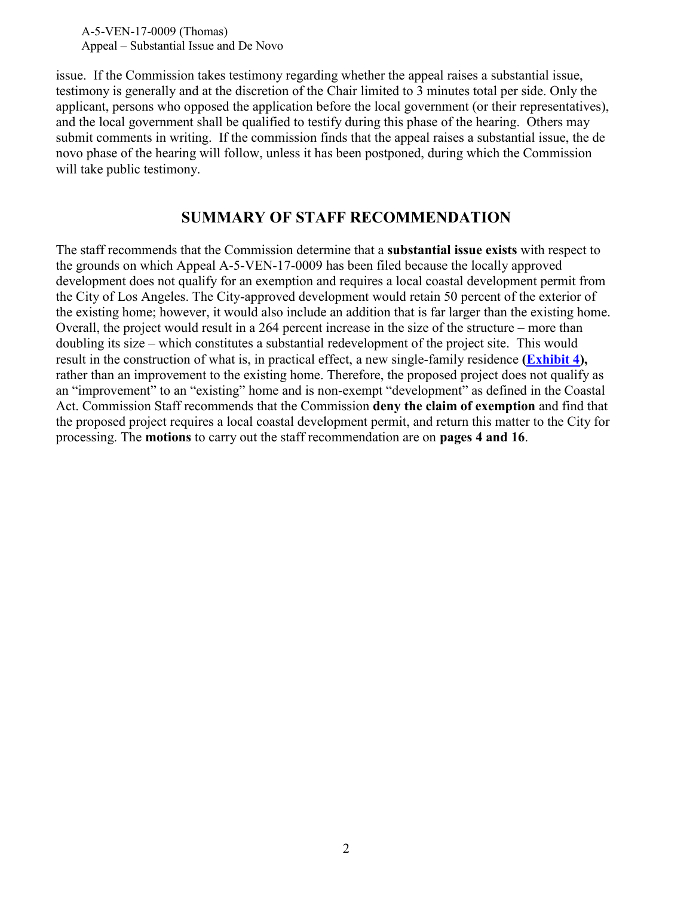issue. If the Commission takes testimony regarding whether the appeal raises a substantial issue, testimony is generally and at the discretion of the Chair limited to 3 minutes total per side. Only the applicant, persons who opposed the application before the local government (or their representatives), and the local government shall be qualified to testify during this phase of the hearing. Others may submit comments in writing. If the commission finds that the appeal raises a substantial issue, the de novo phase of the hearing will follow, unless it has been postponed, during which the Commission will take public testimony.

## SUMMARY OF STAFF RECOMMENDATION

The staff recommends that the Commission determine that a **substantial issue exists** with respect to the grounds on which Appeal A-5-VEN-17-0009 has been filed because the locally approved development does not qualify for an exemption and requires a local coastal development permit from the City of Los Angeles. The City-approved development would retain 50 percent of the exterior of the existing home; however, it would also include an addition that is far larger than the existing home. Overall, the project would result in a 264 percent increase in the size of the structure – more than doubling its size – which constitutes a substantial redevelopment of the project site. This would result in the construction of what is, in practical effect, a new single-family residence **(Exhibit 4),** rather than an improvement to the existing home. Therefore, the proposed project does not qualify as an "improvement" to an "existing" home and is non-exempt "development" as defined in the Coastal Act. Commission Staff recommends that the Commission **deny the claim of exemption** and find that the proposed project requires a local coastal development permit, and return this matter to the City for processing. The **motions** to carry out the staff recommendation are on **pages 4 and 16**.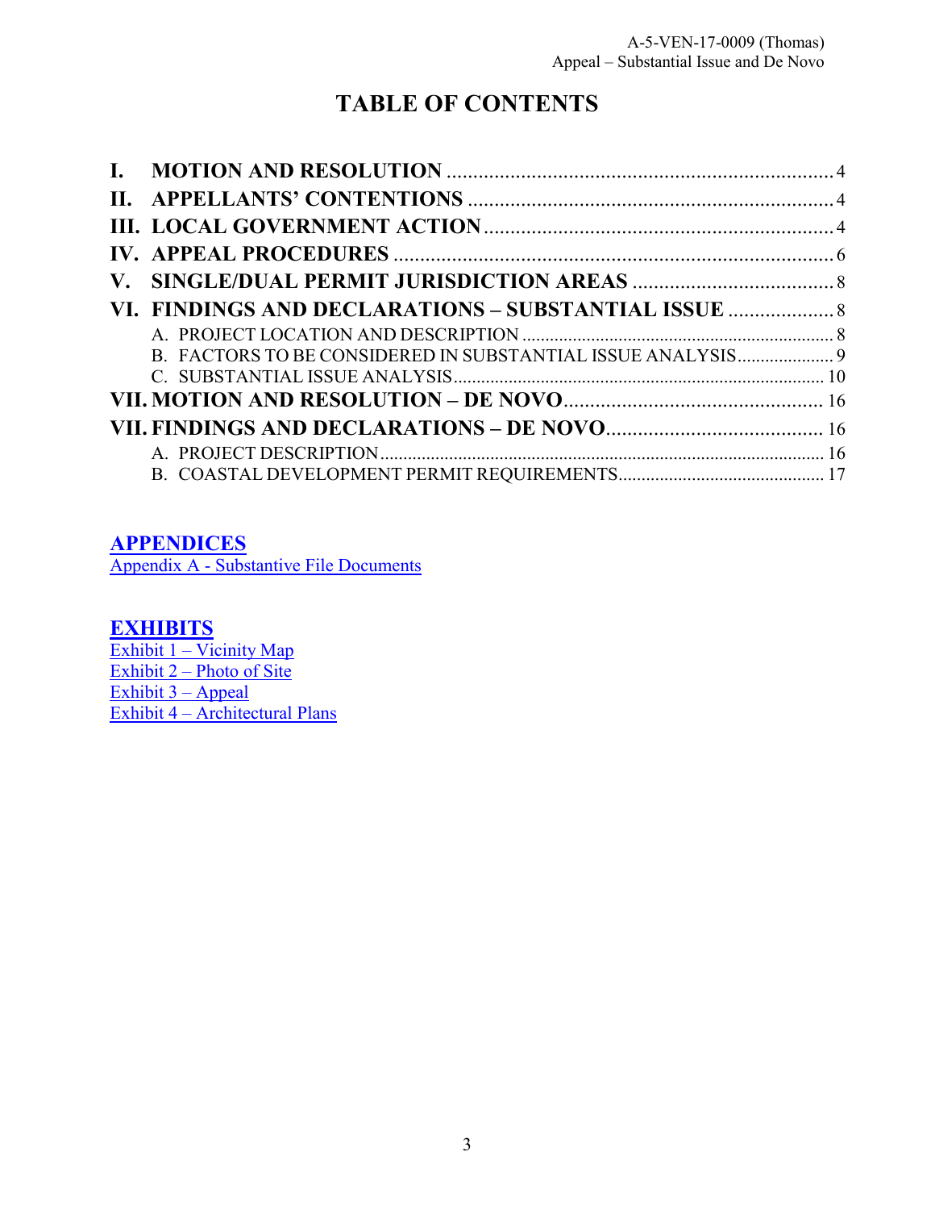# TABLE OF CONTENTS

- **I. MOTION AND RESOLUTION** .......... 4
- **II. APPELLANTS' CONTENTIONS** .......... 4
- **III. LOCAL GOVERNMENT ACTION** .......... 4
- **IV. APPEAL PROCEDURES** .......... 6
- **V. SINGLE/DUAL PERMIT JURISDICTION AREAS** .......... 8
- **VI. FINDINGS AND DECLARATIONS – SUBSTANTIAL ISSUE** .......... 8
  - A. PROJECT LOCATION AND DESCRIPTION .......... 8
  - B. FACTORS TO BE CONSIDERED IN SUBSTANTIAL ISSUE ANALYSIS .......... 9
  - C. SUBSTANTIAL ISSUE ANALYSIS .......... 10
- **VII. MOTION AND RESOLUTION – DE NOVO** .......... 16
- **VII. FINDINGS AND DECLARATIONS – DE NOVO** .......... 16
  - A. PROJECT DESCRIPTION .......... 16
  - B. COASTAL DEVELOPMENT PERMIT REQUIREMENTS .......... 17

## APPENDICES

Appendix A - Substantive File Documents

## EXHIBITS

Exhibit 1 – Vicinity Map  
Exhibit 2 – Photo of Site  
Exhibit 3 – Appeal  
Exhibit 4 – Architectural Plans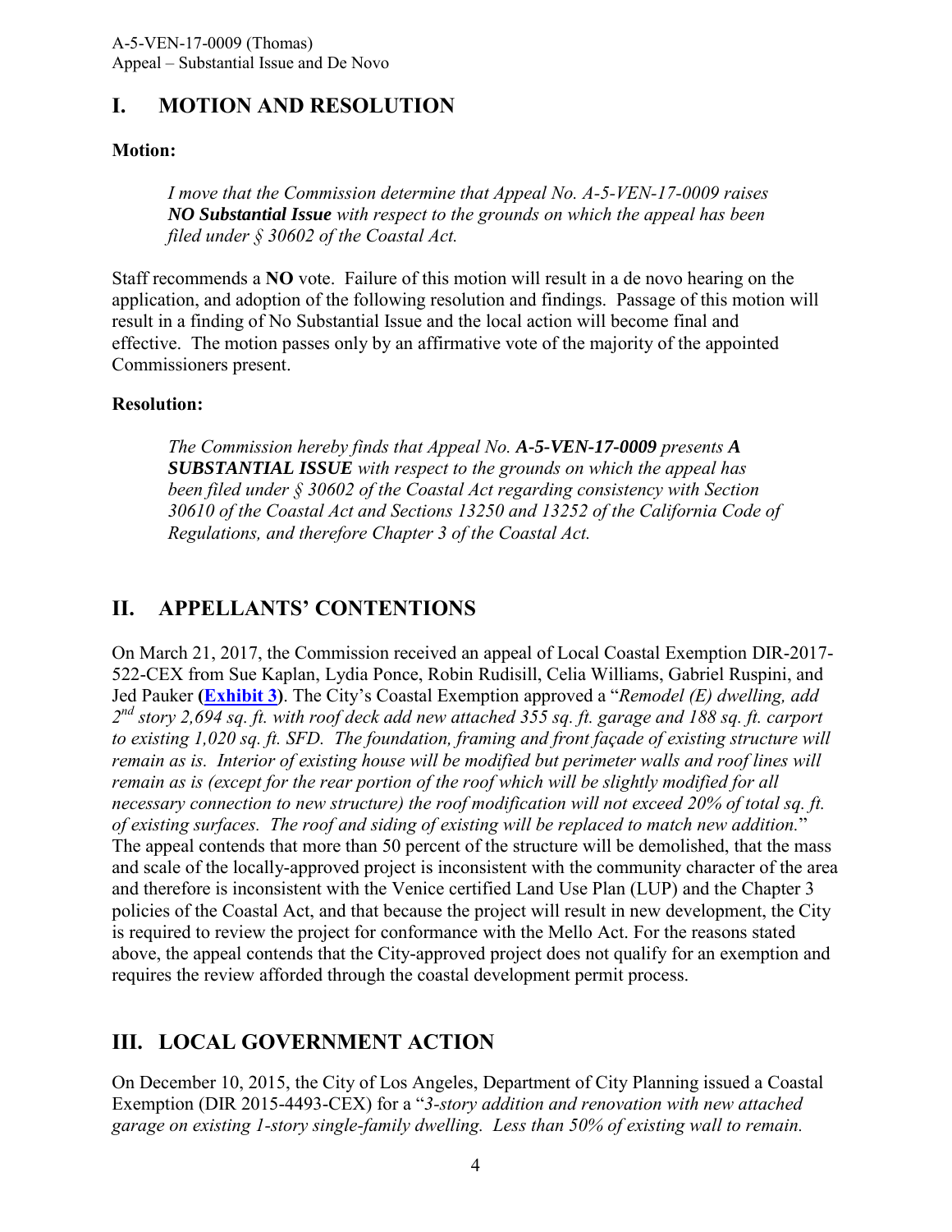## I. MOTION AND RESOLUTION

**Motion:**

> *I move that the Commission determine that Appeal No. A-5-VEN-17-0009 raises **NO Substantial Issue** with respect to the grounds on which the appeal has been filed under § 30602 of the Coastal Act.*

Staff recommends a **NO** vote. Failure of this motion will result in a de novo hearing on the application, and adoption of the following resolution and findings. Passage of this motion will result in a finding of No Substantial Issue and the local action will become final and effective. The motion passes only by an affirmative vote of the majority of the appointed Commissioners present.

**Resolution:**

> *The Commission hereby finds that Appeal No. **A-5-VEN-17-0009** presents **A SUBSTANTIAL ISSUE** with respect to the grounds on which the appeal has been filed under § 30602 of the Coastal Act regarding consistency with Section 30610 of the Coastal Act and Sections 13250 and 13252 of the California Code of Regulations, and therefore Chapter 3 of the Coastal Act.*

## II. APPELLANTS' CONTENTIONS

On March 21, 2017, the Commission received an appeal of Local Coastal Exemption DIR-2017-522-CEX from Sue Kaplan, Lydia Ponce, Robin Rudisill, Celia Williams, Gabriel Ruspini, and Jed Pauker **(Exhibit 3)**. The City's Coastal Exemption approved a "*Remodel (E) dwelling, add 2nd story 2,694 sq. ft. with roof deck add new attached 355 sq. ft. garage and 188 sq. ft. carport to existing 1,020 sq. ft. SFD. The foundation, framing and front façade of existing structure will remain as is. Interior of existing house will be modified but perimeter walls and roof lines will remain as is (except for the rear portion of the roof which will be slightly modified for all necessary connection to new structure) the roof modification will not exceed 20% of total sq. ft. of existing surfaces. The roof and siding of existing will be replaced to match new addition.*" The appeal contends that more than 50 percent of the structure will be demolished, that the mass and scale of the locally-approved project is inconsistent with the community character of the area and therefore is inconsistent with the Venice certified Land Use Plan (LUP) and the Chapter 3 policies of the Coastal Act, and that because the project will result in new development, the City is required to review the project for conformance with the Mello Act. For the reasons stated above, the appeal contends that the City-approved project does not qualify for an exemption and requires the review afforded through the coastal development permit process.

## III. LOCAL GOVERNMENT ACTION

On December 10, 2015, the City of Los Angeles, Department of City Planning issued a Coastal Exemption (DIR 2015-4493-CEX) for a "*3-story addition and renovation with new attached garage on existing 1-story single-family dwelling. Less than 50% of existing wall to remain.*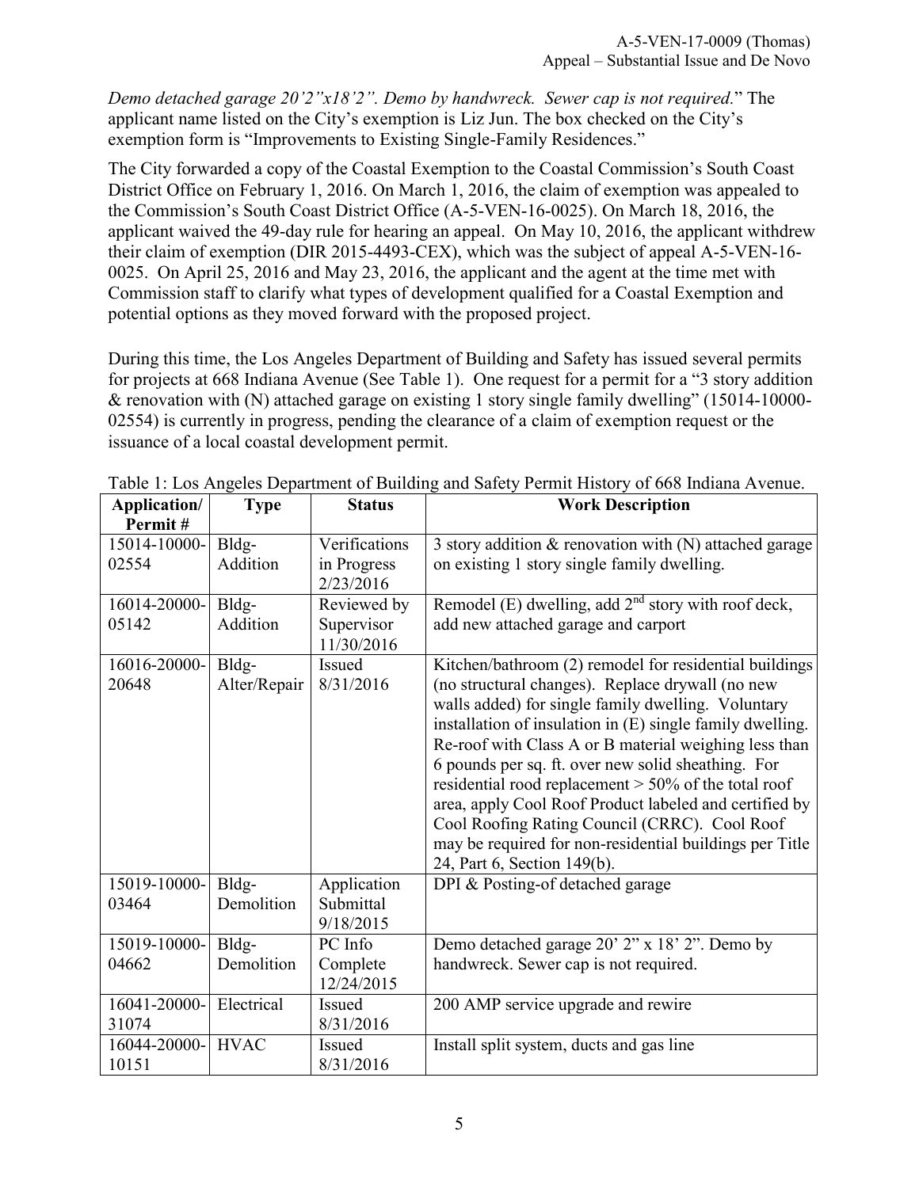*Demo detached garage 20'2"x18'2". Demo by handwreck. Sewer cap is not required.*" The applicant name listed on the City's exemption is Liz Jun. The box checked on the City's exemption form is "Improvements to Existing Single-Family Residences."

The City forwarded a copy of the Coastal Exemption to the Coastal Commission's South Coast District Office on February 1, 2016. On March 1, 2016, the claim of exemption was appealed to the Commission's South Coast District Office (A-5-VEN-16-0025). On March 18, 2016, the applicant waived the 49-day rule for hearing an appeal. On May 10, 2016, the applicant withdrew their claim of exemption (DIR 2015-4493-CEX), which was the subject of appeal A-5-VEN-16-0025. On April 25, 2016 and May 23, 2016, the applicant and the agent at the time met with Commission staff to clarify what types of development qualified for a Coastal Exemption and potential options as they moved forward with the proposed project.

During this time, the Los Angeles Department of Building and Safety has issued several permits for projects at 668 Indiana Avenue (See Table 1). One request for a permit for a "3 story addition & renovation with (N) attached garage on existing 1 story single family dwelling" (15014-10000-02554) is currently in progress, pending the clearance of a claim of exemption request or the issuance of a local coastal development permit.

Table 1: Los Angeles Department of Building and Safety Permit History of 668 Indiana Avenue.

| Application/ Permit # | Type | Status | Work Description |
|---|---|---|---|
| 15014-10000-02554 | Bldg-Addition | Verifications in Progress 2/23/2016 | 3 story addition & renovation with (N) attached garage on existing 1 story single family dwelling. |
| 16014-20000-05142 | Bldg-Addition | Reviewed by Supervisor 11/30/2016 | Remodel (E) dwelling, add 2nd story with roof deck, add new attached garage and carport |
| 16016-20000-20648 | Bldg-Alter/Repair | Issued 8/31/2016 | Kitchen/bathroom (2) remodel for residential buildings (no structural changes). Replace drywall (no new walls added) for single family dwelling. Voluntary installation of insulation in (E) single family dwelling. Re-roof with Class A or B material weighing less than 6 pounds per sq. ft. over new solid sheathing. For residential rood replacement > 50% of the total roof area, apply Cool Roof Product labeled and certified by Cool Roofing Rating Council (CRRC). Cool Roof may be required for non-residential buildings per Title 24, Part 6, Section 149(b). |
| 15019-10000-03464 | Bldg-Demolition | Application Submittal 9/18/2015 | DPI & Posting-of detached garage |
| 15019-10000-04662 | Bldg-Demolition | PC Info Complete 12/24/2015 | Demo detached garage 20' 2" x 18' 2". Demo by handwreck. Sewer cap is not required. |
| 16041-20000-31074 | Electrical | Issued 8/31/2016 | 200 AMP service upgrade and rewire |
| 16044-20000-10151 | HVAC | Issued 8/31/2016 | Install split system, ducts and gas line |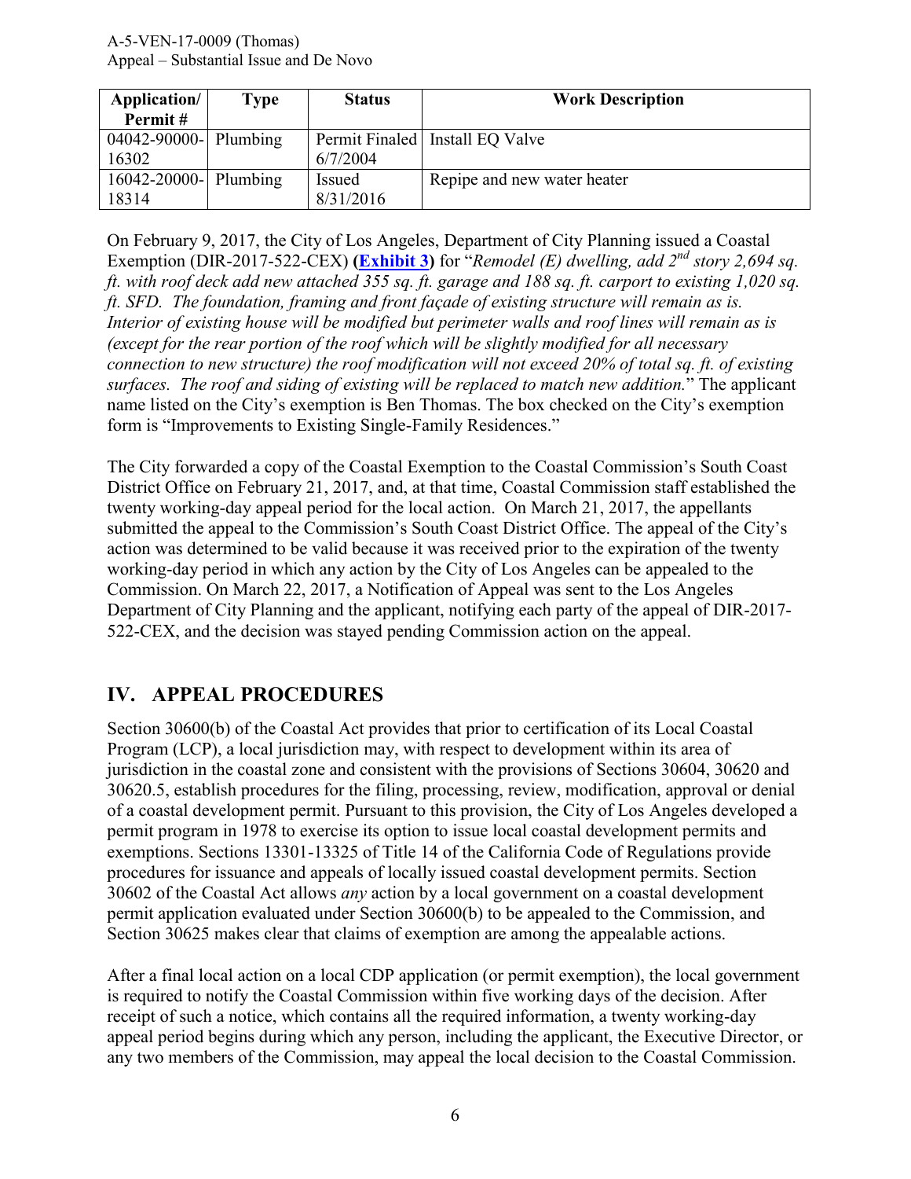| Application/ Permit # | Type | Status | Work Description |
|---|---|---|---|
| 04042-90000-16302 | Plumbing | Permit Finaled 6/7/2004 | Install EQ Valve |
| 16042-20000-18314 | Plumbing | Issued 8/31/2016 | Repipe and new water heater |

On February 9, 2017, the City of Los Angeles, Department of City Planning issued a Coastal Exemption (DIR-2017-522-CEX) **(Exhibit 3)** for "*Remodel (E) dwelling, add 2nd story 2,694 sq. ft. with roof deck add new attached 355 sq. ft. garage and 188 sq. ft. carport to existing 1,020 sq. ft. SFD. The foundation, framing and front façade of existing structure will remain as is. Interior of existing house will be modified but perimeter walls and roof lines will remain as is (except for the rear portion of the roof which will be slightly modified for all necessary connection to new structure) the roof modification will not exceed 20% of total sq. ft. of existing surfaces. The roof and siding of existing will be replaced to match new addition.*" The applicant name listed on the City's exemption is Ben Thomas. The box checked on the City's exemption form is "Improvements to Existing Single-Family Residences."

The City forwarded a copy of the Coastal Exemption to the Coastal Commission's South Coast District Office on February 21, 2017, and, at that time, Coastal Commission staff established the twenty working-day appeal period for the local action. On March 21, 2017, the appellants submitted the appeal to the Commission's South Coast District Office. The appeal of the City's action was determined to be valid because it was received prior to the expiration of the twenty working-day period in which any action by the City of Los Angeles can be appealed to the Commission. On March 22, 2017, a Notification of Appeal was sent to the Los Angeles Department of City Planning and the applicant, notifying each party of the appeal of DIR-2017-522-CEX, and the decision was stayed pending Commission action on the appeal.

## IV. APPEAL PROCEDURES

Section 30600(b) of the Coastal Act provides that prior to certification of its Local Coastal Program (LCP), a local jurisdiction may, with respect to development within its area of jurisdiction in the coastal zone and consistent with the provisions of Sections 30604, 30620 and 30620.5, establish procedures for the filing, processing, review, modification, approval or denial of a coastal development permit. Pursuant to this provision, the City of Los Angeles developed a permit program in 1978 to exercise its option to issue local coastal development permits and exemptions. Sections 13301-13325 of Title 14 of the California Code of Regulations provide procedures for issuance and appeals of locally issued coastal development permits. Section 30602 of the Coastal Act allows *any* action by a local government on a coastal development permit application evaluated under Section 30600(b) to be appealed to the Commission, and Section 30625 makes clear that claims of exemption are among the appealable actions.

After a final local action on a local CDP application (or permit exemption), the local government is required to notify the Coastal Commission within five working days of the decision. After receipt of such a notice, which contains all the required information, a twenty working-day appeal period begins during which any person, including the applicant, the Executive Director, or any two members of the Commission, may appeal the local decision to the Coastal Commission.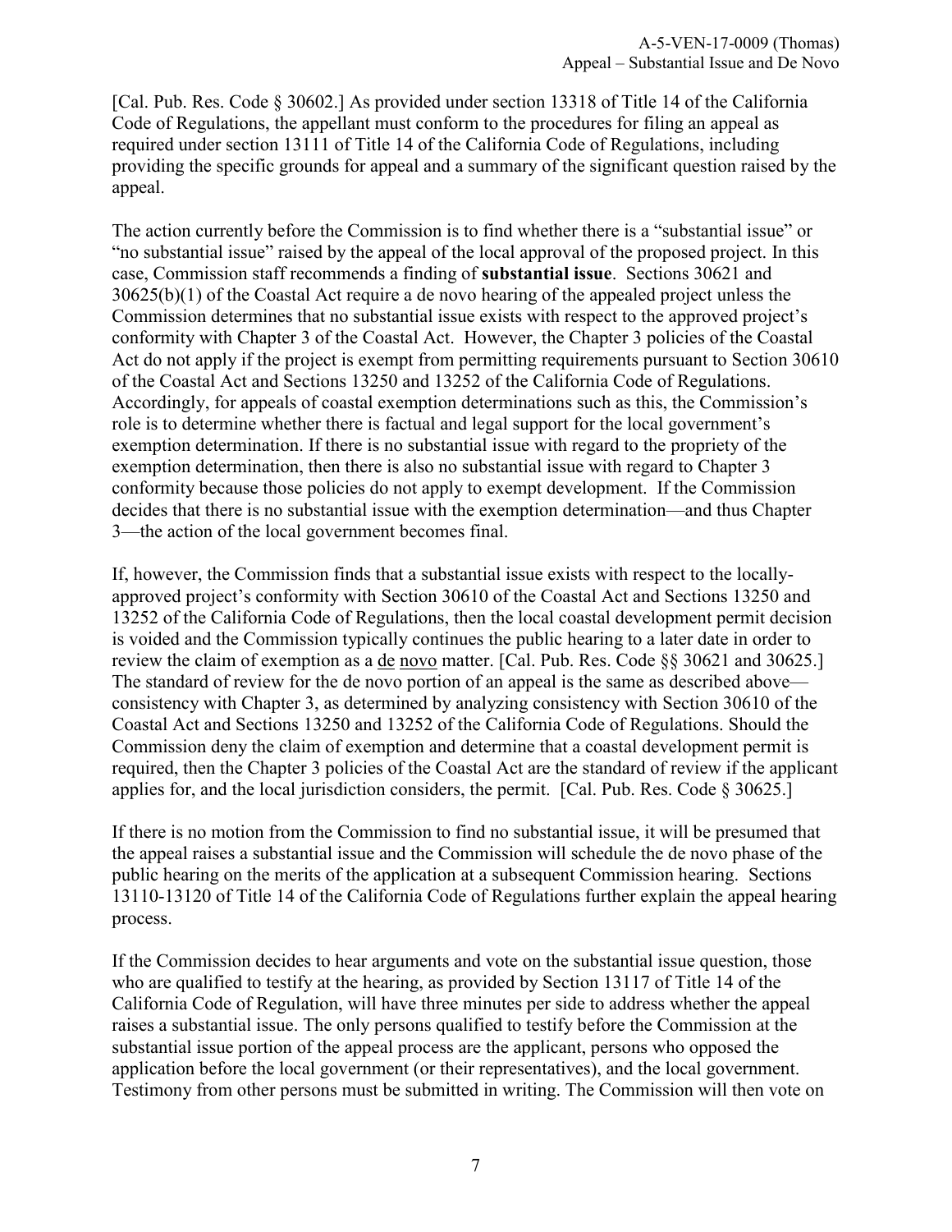[Cal. Pub. Res. Code § 30602.] As provided under section 13318 of Title 14 of the California Code of Regulations, the appellant must conform to the procedures for filing an appeal as required under section 13111 of Title 14 of the California Code of Regulations, including providing the specific grounds for appeal and a summary of the significant question raised by the appeal.

The action currently before the Commission is to find whether there is a "substantial issue" or "no substantial issue" raised by the appeal of the local approval of the proposed project. In this case, Commission staff recommends a finding of **substantial issue**. Sections 30621 and 30625(b)(1) of the Coastal Act require a de novo hearing of the appealed project unless the Commission determines that no substantial issue exists with respect to the approved project's conformity with Chapter 3 of the Coastal Act. However, the Chapter 3 policies of the Coastal Act do not apply if the project is exempt from permitting requirements pursuant to Section 30610 of the Coastal Act and Sections 13250 and 13252 of the California Code of Regulations. Accordingly, for appeals of coastal exemption determinations such as this, the Commission's role is to determine whether there is factual and legal support for the local government's exemption determination. If there is no substantial issue with regard to the propriety of the exemption determination, then there is also no substantial issue with regard to Chapter 3 conformity because those policies do not apply to exempt development. If the Commission decides that there is no substantial issue with the exemption determination—and thus Chapter 3—the action of the local government becomes final.

If, however, the Commission finds that a substantial issue exists with respect to the locally-approved project's conformity with Section 30610 of the Coastal Act and Sections 13250 and 13252 of the California Code of Regulations, then the local coastal development permit decision is voided and the Commission typically continues the public hearing to a later date in order to review the claim of exemption as a de novo matter. [Cal. Pub. Res. Code §§ 30621 and 30625.] The standard of review for the de novo portion of an appeal is the same as described above—consistency with Chapter 3, as determined by analyzing consistency with Section 30610 of the Coastal Act and Sections 13250 and 13252 of the California Code of Regulations. Should the Commission deny the claim of exemption and determine that a coastal development permit is required, then the Chapter 3 policies of the Coastal Act are the standard of review if the applicant applies for, and the local jurisdiction considers, the permit. [Cal. Pub. Res. Code § 30625.]

If there is no motion from the Commission to find no substantial issue, it will be presumed that the appeal raises a substantial issue and the Commission will schedule the de novo phase of the public hearing on the merits of the application at a subsequent Commission hearing. Sections 13110-13120 of Title 14 of the California Code of Regulations further explain the appeal hearing process.

If the Commission decides to hear arguments and vote on the substantial issue question, those who are qualified to testify at the hearing, as provided by Section 13117 of Title 14 of the California Code of Regulation, will have three minutes per side to address whether the appeal raises a substantial issue. The only persons qualified to testify before the Commission at the substantial issue portion of the appeal process are the applicant, persons who opposed the application before the local government (or their representatives), and the local government. Testimony from other persons must be submitted in writing. The Commission will then vote on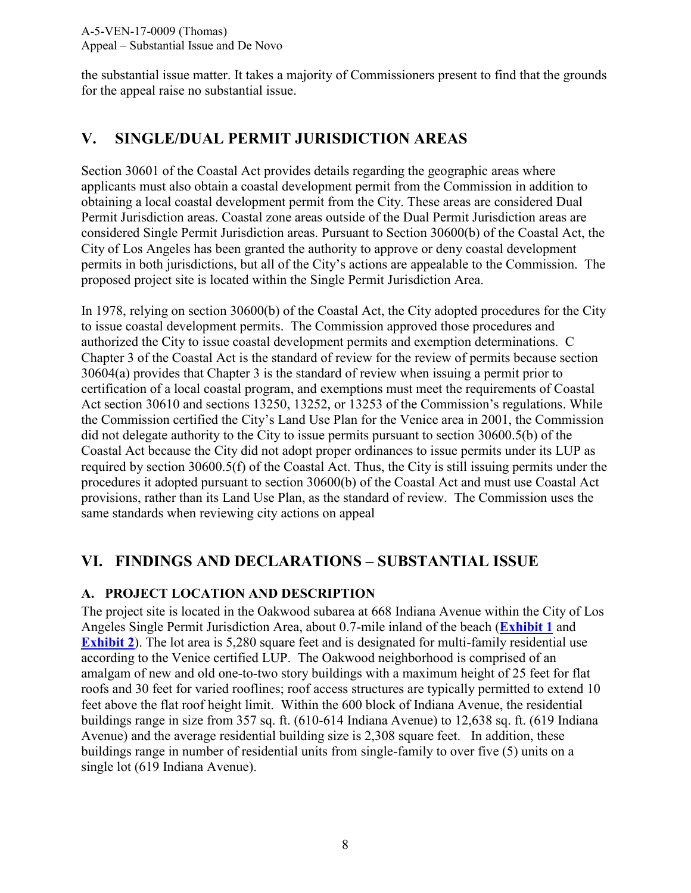the substantial issue matter. It takes a majority of Commissioners present to find that the grounds for the appeal raise no substantial issue.

## V. SINGLE/DUAL PERMIT JURISDICTION AREAS

Section 30601 of the Coastal Act provides details regarding the geographic areas where applicants must also obtain a coastal development permit from the Commission in addition to obtaining a local coastal development permit from the City. These areas are considered Dual Permit Jurisdiction areas. Coastal zone areas outside of the Dual Permit Jurisdiction areas are considered Single Permit Jurisdiction areas. Pursuant to Section 30600(b) of the Coastal Act, the City of Los Angeles has been granted the authority to approve or deny coastal development permits in both jurisdictions, but all of the City's actions are appealable to the Commission. The proposed project site is located within the Single Permit Jurisdiction Area.

In 1978, relying on section 30600(b) of the Coastal Act, the City adopted procedures for the City to issue coastal development permits. The Commission approved those procedures and authorized the City to issue coastal development permits and exemption determinations. C Chapter 3 of the Coastal Act is the standard of review for the review of permits because section 30604(a) provides that Chapter 3 is the standard of review when issuing a permit prior to certification of a local coastal program, and exemptions must meet the requirements of Coastal Act section 30610 and sections 13250, 13252, or 13253 of the Commission's regulations. While the Commission certified the City's Land Use Plan for the Venice area in 2001, the Commission did not delegate authority to the City to issue permits pursuant to section 30600.5(b) of the Coastal Act because the City did not adopt proper ordinances to issue permits under its LUP as required by section 30600.5(f) of the Coastal Act. Thus, the City is still issuing permits under the procedures it adopted pursuant to section 30600(b) of the Coastal Act and must use Coastal Act provisions, rather than its Land Use Plan, as the standard of review. The Commission uses the same standards when reviewing city actions on appeal

## VI. FINDINGS AND DECLARATIONS – SUBSTANTIAL ISSUE

### A. PROJECT LOCATION AND DESCRIPTION

The project site is located in the Oakwood subarea at 668 Indiana Avenue within the City of Los Angeles Single Permit Jurisdiction Area, about 0.7-mile inland of the beach (**Exhibit 1** and **Exhibit 2**). The lot area is 5,280 square feet and is designated for multi-family residential use according to the Venice certified LUP. The Oakwood neighborhood is comprised of an amalgam of new and old one-to-two story buildings with a maximum height of 25 feet for flat roofs and 30 feet for varied rooflines; roof access structures are typically permitted to extend 10 feet above the flat roof height limit. Within the 600 block of Indiana Avenue, the residential buildings range in size from 357 sq. ft. (610-614 Indiana Avenue) to 12,638 sq. ft. (619 Indiana Avenue) and the average residential building size is 2,308 square feet. In addition, these buildings range in number of residential units from single-family to over five (5) units on a single lot (619 Indiana Avenue).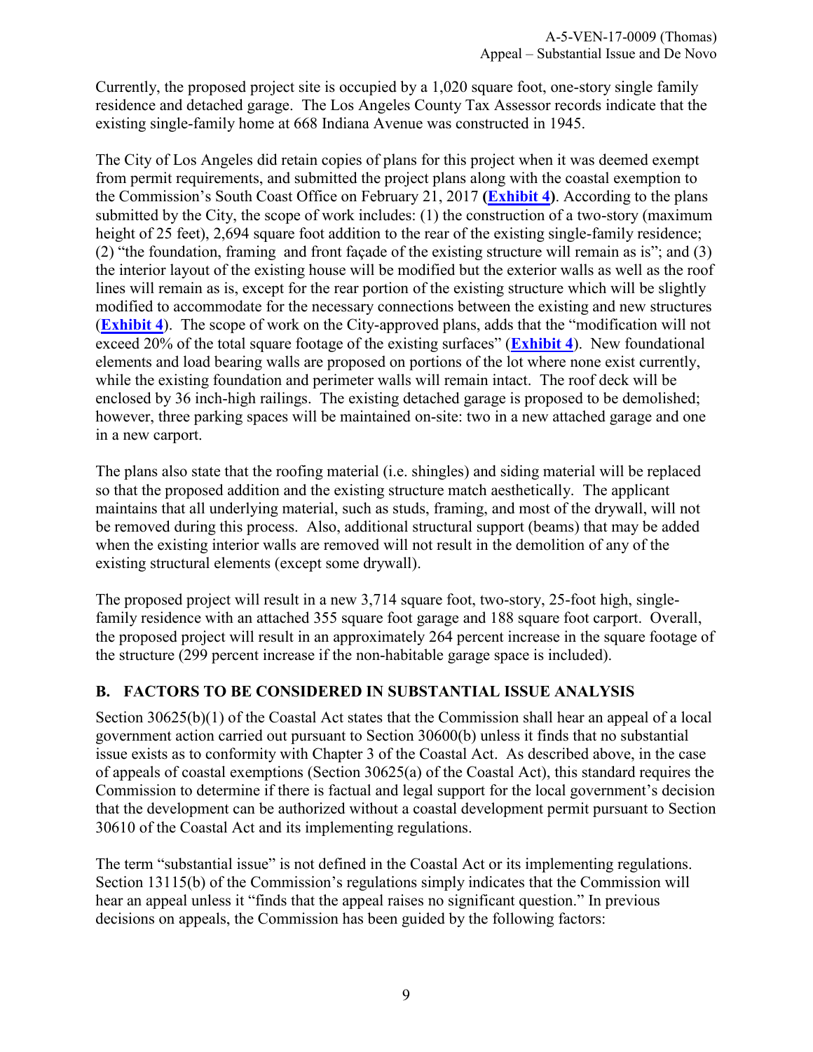Currently, the proposed project site is occupied by a 1,020 square foot, one-story single family residence and detached garage. The Los Angeles County Tax Assessor records indicate that the existing single-family home at 668 Indiana Avenue was constructed in 1945.

The City of Los Angeles did retain copies of plans for this project when it was deemed exempt from permit requirements, and submitted the project plans along with the coastal exemption to the Commission's South Coast Office on February 21, 2017 **(Exhibit 4)**. According to the plans submitted by the City, the scope of work includes: (1) the construction of a two-story (maximum height of 25 feet), 2,694 square foot addition to the rear of the existing single-family residence; (2) "the foundation, framing and front façade of the existing structure will remain as is"; and (3) the interior layout of the existing house will be modified but the exterior walls as well as the roof lines will remain as is, except for the rear portion of the existing structure which will be slightly modified to accommodate for the necessary connections between the existing and new structures (**Exhibit 4**). The scope of work on the City-approved plans, adds that the "modification will not exceed 20% of the total square footage of the existing surfaces" (**Exhibit 4**). New foundational elements and load bearing walls are proposed on portions of the lot where none exist currently, while the existing foundation and perimeter walls will remain intact. The roof deck will be enclosed by 36 inch-high railings. The existing detached garage is proposed to be demolished; however, three parking spaces will be maintained on-site: two in a new attached garage and one in a new carport.

The plans also state that the roofing material (i.e. shingles) and siding material will be replaced so that the proposed addition and the existing structure match aesthetically. The applicant maintains that all underlying material, such as studs, framing, and most of the drywall, will not be removed during this process. Also, additional structural support (beams) that may be added when the existing interior walls are removed will not result in the demolition of any of the existing structural elements (except some drywall).

The proposed project will result in a new 3,714 square foot, two-story, 25-foot high, single-family residence with an attached 355 square foot garage and 188 square foot carport. Overall, the proposed project will result in an approximately 264 percent increase in the square footage of the structure (299 percent increase if the non-habitable garage space is included).

## B. FACTORS TO BE CONSIDERED IN SUBSTANTIAL ISSUE ANALYSIS

Section 30625(b)(1) of the Coastal Act states that the Commission shall hear an appeal of a local government action carried out pursuant to Section 30600(b) unless it finds that no substantial issue exists as to conformity with Chapter 3 of the Coastal Act. As described above, in the case of appeals of coastal exemptions (Section 30625(a) of the Coastal Act), this standard requires the Commission to determine if there is factual and legal support for the local government's decision that the development can be authorized without a coastal development permit pursuant to Section 30610 of the Coastal Act and its implementing regulations.

The term "substantial issue" is not defined in the Coastal Act or its implementing regulations. Section 13115(b) of the Commission's regulations simply indicates that the Commission will hear an appeal unless it "finds that the appeal raises no significant question." In previous decisions on appeals, the Commission has been guided by the following factors: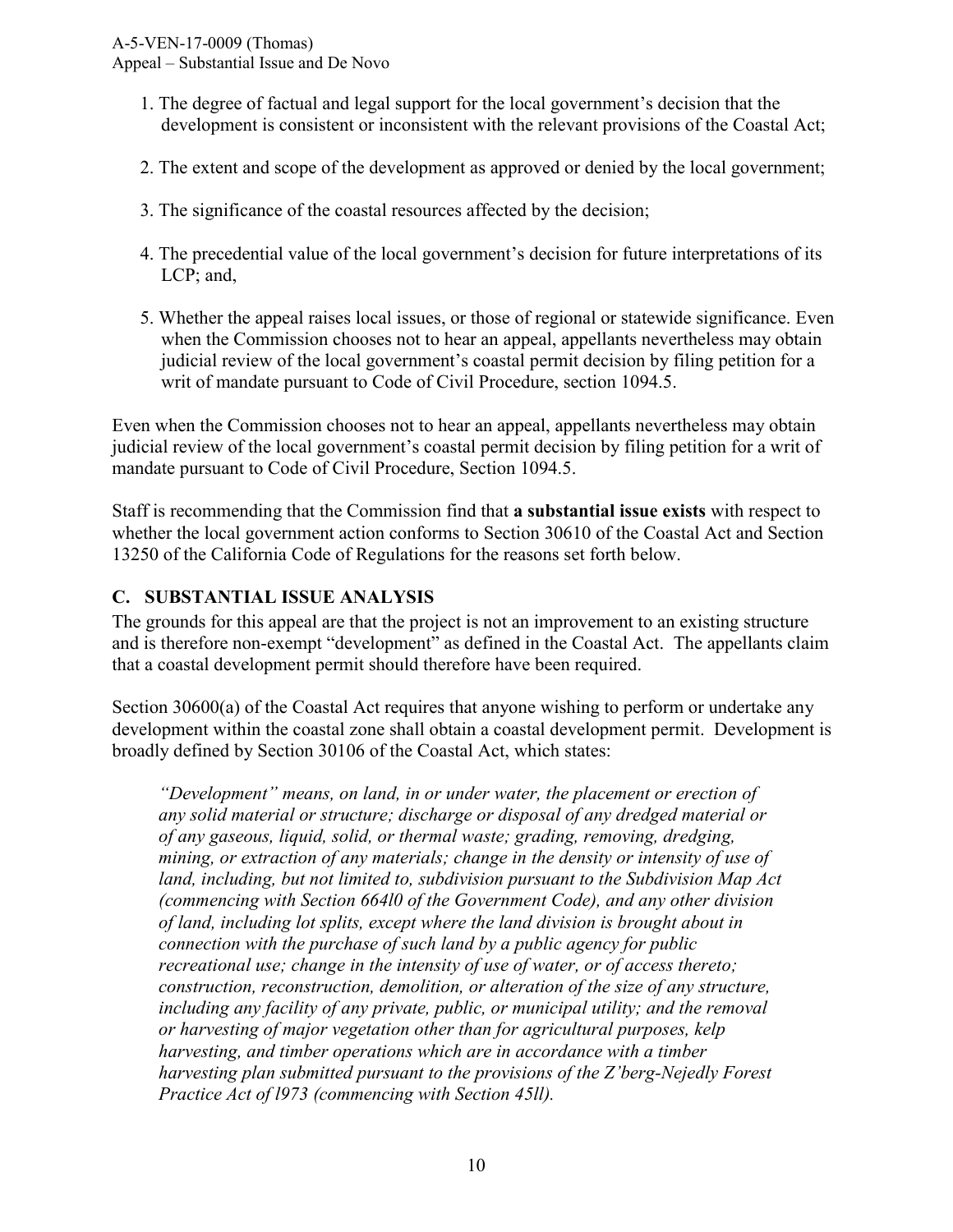1. The degree of factual and legal support for the local government's decision that the development is consistent or inconsistent with the relevant provisions of the Coastal Act;

2. The extent and scope of the development as approved or denied by the local government;

3. The significance of the coastal resources affected by the decision;

4. The precedential value of the local government's decision for future interpretations of its LCP; and,

5. Whether the appeal raises local issues, or those of regional or statewide significance. Even when the Commission chooses not to hear an appeal, appellants nevertheless may obtain judicial review of the local government's coastal permit decision by filing petition for a writ of mandate pursuant to Code of Civil Procedure, section 1094.5.

Even when the Commission chooses not to hear an appeal, appellants nevertheless may obtain judicial review of the local government's coastal permit decision by filing petition for a writ of mandate pursuant to Code of Civil Procedure, Section 1094.5.

Staff is recommending that the Commission find that **a substantial issue exists** with respect to whether the local government action conforms to Section 30610 of the Coastal Act and Section 13250 of the California Code of Regulations for the reasons set forth below.

## C. SUBSTANTIAL ISSUE ANALYSIS

The grounds for this appeal are that the project is not an improvement to an existing structure and is therefore non-exempt "development" as defined in the Coastal Act. The appellants claim that a coastal development permit should therefore have been required.

Section 30600(a) of the Coastal Act requires that anyone wishing to perform or undertake any development within the coastal zone shall obtain a coastal development permit. Development is broadly defined by Section 30106 of the Coastal Act, which states:

> *"Development" means, on land, in or under water, the placement or erection of any solid material or structure; discharge or disposal of any dredged material or of any gaseous, liquid, solid, or thermal waste; grading, removing, dredging, mining, or extraction of any materials; change in the density or intensity of use of land, including, but not limited to, subdivision pursuant to the Subdivision Map Act (commencing with Section 664l0 of the Government Code), and any other division of land, including lot splits, except where the land division is brought about in connection with the purchase of such land by a public agency for public recreational use; change in the intensity of use of water, or of access thereto; construction, reconstruction, demolition, or alteration of the size of any structure, including any facility of any private, public, or municipal utility; and the removal or harvesting of major vegetation other than for agricultural purposes, kelp harvesting, and timber operations which are in accordance with a timber harvesting plan submitted pursuant to the provisions of the Z'berg-Nejedly Forest Practice Act of l973 (commencing with Section 45ll).*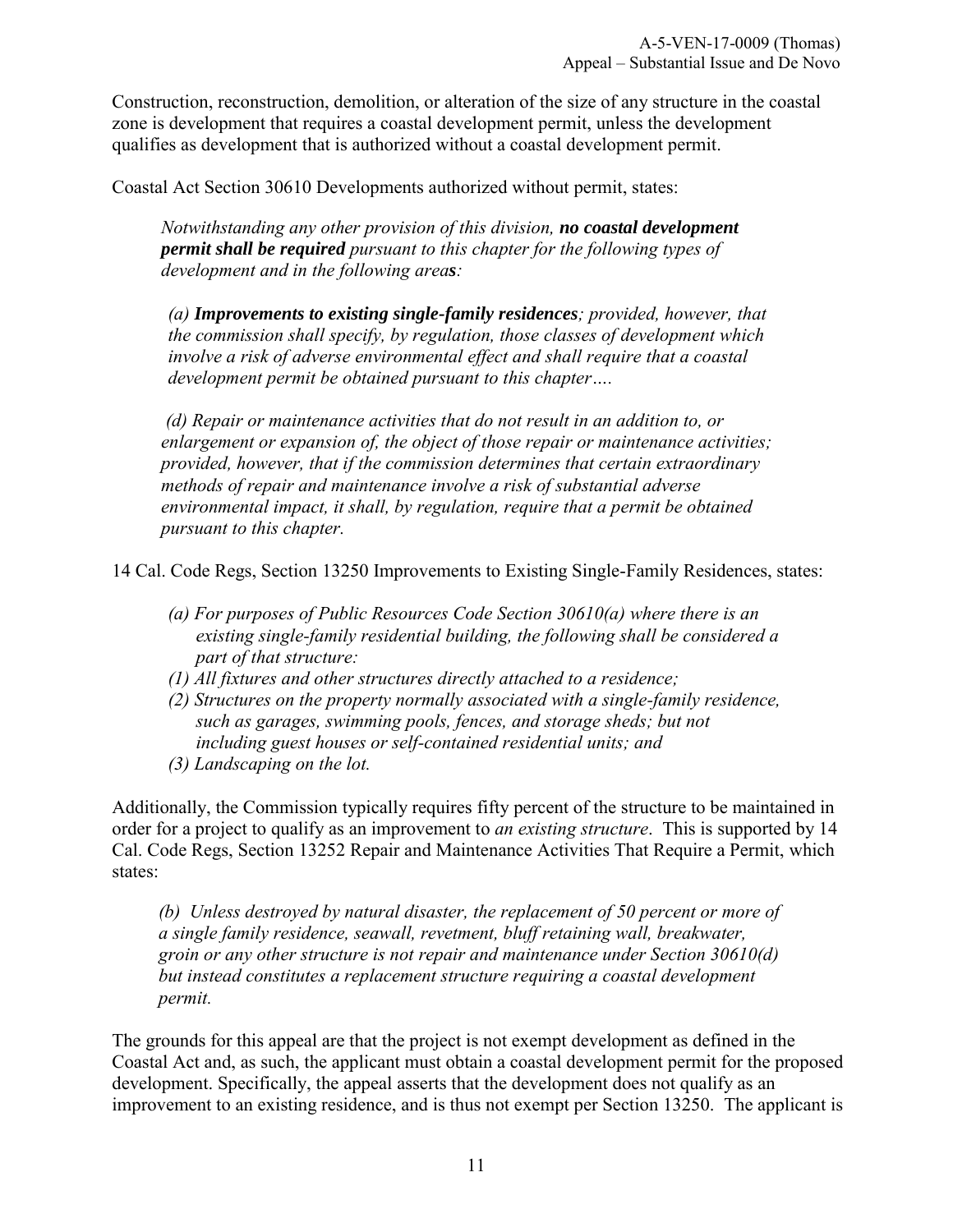Construction, reconstruction, demolition, or alteration of the size of any structure in the coastal zone is development that requires a coastal development permit, unless the development qualifies as development that is authorized without a coastal development permit.

Coastal Act Section 30610 Developments authorized without permit, states:

> *Notwithstanding any other provision of this division, **no coastal development permit shall be required** pursuant to this chapter for the following types of development and in the following area**s**:*
>
> *(a) **Improvements to existing single-family residences**; provided, however, that the commission shall specify, by regulation, those classes of development which involve a risk of adverse environmental effect and shall require that a coastal development permit be obtained pursuant to this chapter….*
>
> *(d) Repair or maintenance activities that do not result in an addition to, or enlargement or expansion of, the object of those repair or maintenance activities; provided, however, that if the commission determines that certain extraordinary methods of repair and maintenance involve a risk of substantial adverse environmental impact, it shall, by regulation, require that a permit be obtained pursuant to this chapter.*

14 Cal. Code Regs, Section 13250 Improvements to Existing Single-Family Residences, states:

> *(a) For purposes of Public Resources Code Section 30610(a) where there is an existing single-family residential building, the following shall be considered a part of that structure:*
>
> *(1) All fixtures and other structures directly attached to a residence;*
>
> *(2) Structures on the property normally associated with a single-family residence, such as garages, swimming pools, fences, and storage sheds; but not including guest houses or self-contained residential units; and*
>
> *(3) Landscaping on the lot.*

Additionally, the Commission typically requires fifty percent of the structure to be maintained in order for a project to qualify as an improvement to *an existing structure*. This is supported by 14 Cal. Code Regs, Section 13252 Repair and Maintenance Activities That Require a Permit, which states:

> *(b) Unless destroyed by natural disaster, the replacement of 50 percent or more of a single family residence, seawall, revetment, bluff retaining wall, breakwater, groin or any other structure is not repair and maintenance under Section 30610(d) but instead constitutes a replacement structure requiring a coastal development permit.*

The grounds for this appeal are that the project is not exempt development as defined in the Coastal Act and, as such, the applicant must obtain a coastal development permit for the proposed development. Specifically, the appeal asserts that the development does not qualify as an improvement to an existing residence, and is thus not exempt per Section 13250. The applicant is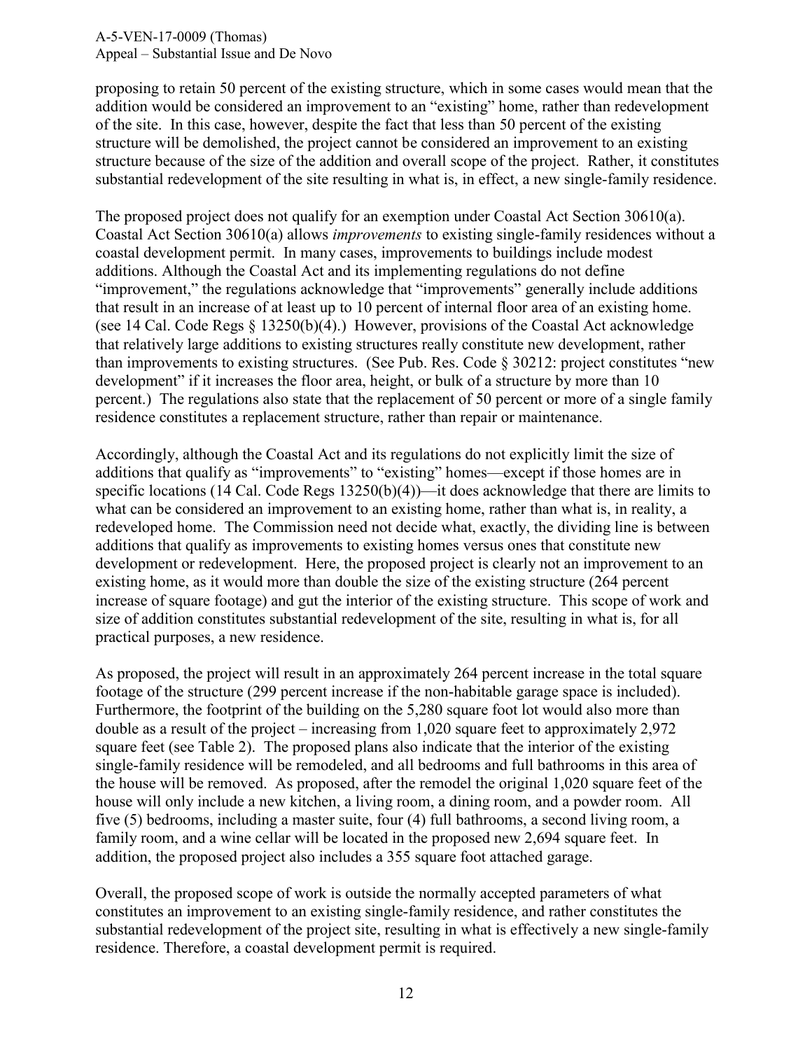proposing to retain 50 percent of the existing structure, which in some cases would mean that the addition would be considered an improvement to an "existing" home, rather than redevelopment of the site. In this case, however, despite the fact that less than 50 percent of the existing structure will be demolished, the project cannot be considered an improvement to an existing structure because of the size of the addition and overall scope of the project. Rather, it constitutes substantial redevelopment of the site resulting in what is, in effect, a new single-family residence.

The proposed project does not qualify for an exemption under Coastal Act Section 30610(a). Coastal Act Section 30610(a) allows *improvements* to existing single-family residences without a coastal development permit. In many cases, improvements to buildings include modest additions. Although the Coastal Act and its implementing regulations do not define "improvement," the regulations acknowledge that "improvements" generally include additions that result in an increase of at least up to 10 percent of internal floor area of an existing home. (see 14 Cal. Code Regs § 13250(b)(4).) However, provisions of the Coastal Act acknowledge that relatively large additions to existing structures really constitute new development, rather than improvements to existing structures. (See Pub. Res. Code § 30212: project constitutes "new development" if it increases the floor area, height, or bulk of a structure by more than 10 percent.) The regulations also state that the replacement of 50 percent or more of a single family residence constitutes a replacement structure, rather than repair or maintenance.

Accordingly, although the Coastal Act and its regulations do not explicitly limit the size of additions that qualify as "improvements" to "existing" homes—except if those homes are in specific locations (14 Cal. Code Regs 13250(b)(4))—it does acknowledge that there are limits to what can be considered an improvement to an existing home, rather than what is, in reality, a redeveloped home. The Commission need not decide what, exactly, the dividing line is between additions that qualify as improvements to existing homes versus ones that constitute new development or redevelopment. Here, the proposed project is clearly not an improvement to an existing home, as it would more than double the size of the existing structure (264 percent increase of square footage) and gut the interior of the existing structure. This scope of work and size of addition constitutes substantial redevelopment of the site, resulting in what is, for all practical purposes, a new residence.

As proposed, the project will result in an approximately 264 percent increase in the total square footage of the structure (299 percent increase if the non-habitable garage space is included). Furthermore, the footprint of the building on the 5,280 square foot lot would also more than double as a result of the project – increasing from 1,020 square feet to approximately 2,972 square feet (see Table 2). The proposed plans also indicate that the interior of the existing single-family residence will be remodeled, and all bedrooms and full bathrooms in this area of the house will be removed. As proposed, after the remodel the original 1,020 square feet of the house will only include a new kitchen, a living room, a dining room, and a powder room. All five (5) bedrooms, including a master suite, four (4) full bathrooms, a second living room, a family room, and a wine cellar will be located in the proposed new 2,694 square feet. In addition, the proposed project also includes a 355 square foot attached garage.

Overall, the proposed scope of work is outside the normally accepted parameters of what constitutes an improvement to an existing single-family residence, and rather constitutes the substantial redevelopment of the project site, resulting in what is effectively a new single-family residence. Therefore, a coastal development permit is required.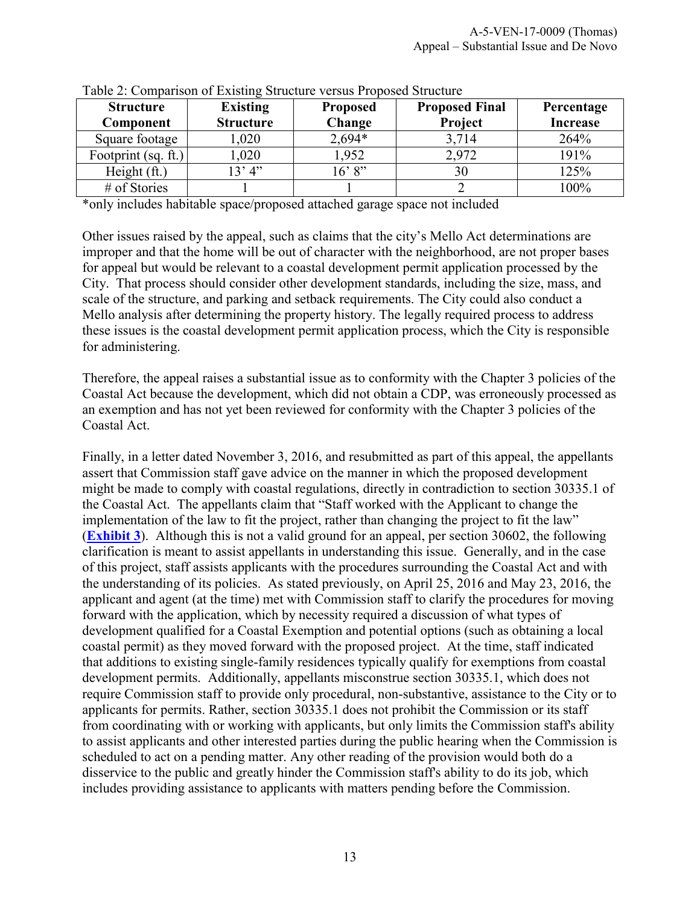Table 2: Comparison of Existing Structure versus Proposed Structure

| Structure Component | Existing Structure | Proposed Change | Proposed Final Project | Percentage Increase |
|---|---|---|---|---|
| Square footage | 1,020 | 2,694* | 3,714 | 264% |
| Footprint (sq. ft.) | 1,020 | 1,952 | 2,972 | 191% |
| Height (ft.) | 13' 4" | 16' 8" | 30 | 125% |
| # of Stories | 1 | 1 | 2 | 100% |

*only includes habitable space/proposed attached garage space not included

Other issues raised by the appeal, such as claims that the city's Mello Act determinations are improper and that the home will be out of character with the neighborhood, are not proper bases for appeal but would be relevant to a coastal development permit application processed by the City. That process should consider other development standards, including the size, mass, and scale of the structure, and parking and setback requirements. The City could also conduct a Mello analysis after determining the property history. The legally required process to address these issues is the coastal development permit application process, which the City is responsible for administering.

Therefore, the appeal raises a substantial issue as to conformity with the Chapter 3 policies of the Coastal Act because the development, which did not obtain a CDP, was erroneously processed as an exemption and has not yet been reviewed for conformity with the Chapter 3 policies of the Coastal Act.

Finally, in a letter dated November 3, 2016, and resubmitted as part of this appeal, the appellants assert that Commission staff gave advice on the manner in which the proposed development might be made to comply with coastal regulations, directly in contradiction to section 30335.1 of the Coastal Act. The appellants claim that "Staff worked with the Applicant to change the implementation of the law to fit the project, rather than changing the project to fit the law" (**Exhibit 3**). Although this is not a valid ground for an appeal, per section 30602, the following clarification is meant to assist appellants in understanding this issue. Generally, and in the case of this project, staff assists applicants with the procedures surrounding the Coastal Act and with the understanding of its policies. As stated previously, on April 25, 2016 and May 23, 2016, the applicant and agent (at the time) met with Commission staff to clarify the procedures for moving forward with the application, which by necessity required a discussion of what types of development qualified for a Coastal Exemption and potential options (such as obtaining a local coastal permit) as they moved forward with the proposed project. At the time, staff indicated that additions to existing single-family residences typically qualify for exemptions from coastal development permits. Additionally, appellants misconstrue section 30335.1, which does not require Commission staff to provide only procedural, non-substantive, assistance to the City or to applicants for permits. Rather, section 30335.1 does not prohibit the Commission or its staff from coordinating with or working with applicants, but only limits the Commission staff's ability to assist applicants and other interested parties during the public hearing when the Commission is scheduled to act on a pending matter. Any other reading of the provision would both do a disservice to the public and greatly hinder the Commission staff's ability to do its job, which includes providing assistance to applicants with matters pending before the Commission.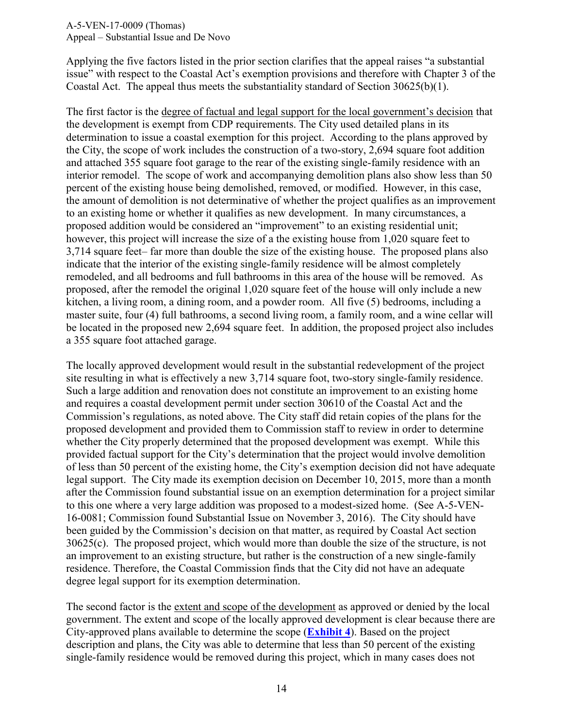Applying the five factors listed in the prior section clarifies that the appeal raises "a substantial issue" with respect to the Coastal Act's exemption provisions and therefore with Chapter 3 of the Coastal Act. The appeal thus meets the substantiality standard of Section 30625(b)(1).

The first factor is the <u>degree of factual and legal support for the local government's decision</u> that the development is exempt from CDP requirements. The City used detailed plans in its determination to issue a coastal exemption for this project. According to the plans approved by the City, the scope of work includes the construction of a two-story, 2,694 square foot addition and attached 355 square foot garage to the rear of the existing single-family residence with an interior remodel. The scope of work and accompanying demolition plans also show less than 50 percent of the existing house being demolished, removed, or modified. However, in this case, the amount of demolition is not determinative of whether the project qualifies as an improvement to an existing home or whether it qualifies as new development. In many circumstances, a proposed addition would be considered an "improvement" to an existing residential unit; however, this project will increase the size of a the existing house from 1,020 square feet to 3,714 square feet– far more than double the size of the existing house. The proposed plans also indicate that the interior of the existing single-family residence will be almost completely remodeled, and all bedrooms and full bathrooms in this area of the house will be removed. As proposed, after the remodel the original 1,020 square feet of the house will only include a new kitchen, a living room, a dining room, and a powder room. All five (5) bedrooms, including a master suite, four (4) full bathrooms, a second living room, a family room, and a wine cellar will be located in the proposed new 2,694 square feet. In addition, the proposed project also includes a 355 square foot attached garage.

The locally approved development would result in the substantial redevelopment of the project site resulting in what is effectively a new 3,714 square foot, two-story single-family residence. Such a large addition and renovation does not constitute an improvement to an existing home and requires a coastal development permit under section 30610 of the Coastal Act and the Commission's regulations, as noted above. The City staff did retain copies of the plans for the proposed development and provided them to Commission staff to review in order to determine whether the City properly determined that the proposed development was exempt. While this provided factual support for the City's determination that the project would involve demolition of less than 50 percent of the existing home, the City's exemption decision did not have adequate legal support. The City made its exemption decision on December 10, 2015, more than a month after the Commission found substantial issue on an exemption determination for a project similar to this one where a very large addition was proposed to a modest-sized home. (See A-5-VEN-16-0081; Commission found Substantial Issue on November 3, 2016). The City should have been guided by the Commission's decision on that matter, as required by Coastal Act section 30625(c). The proposed project, which would more than double the size of the structure, is not an improvement to an existing structure, but rather is the construction of a new single-family residence. Therefore, the Coastal Commission finds that the City did not have an adequate degree legal support for its exemption determination.

The second factor is the <u>extent and scope of the development</u> as approved or denied by the local government. The extent and scope of the locally approved development is clear because there are City-approved plans available to determine the scope (**Exhibit 4**). Based on the project description and plans, the City was able to determine that less than 50 percent of the existing single-family residence would be removed during this project, which in many cases does not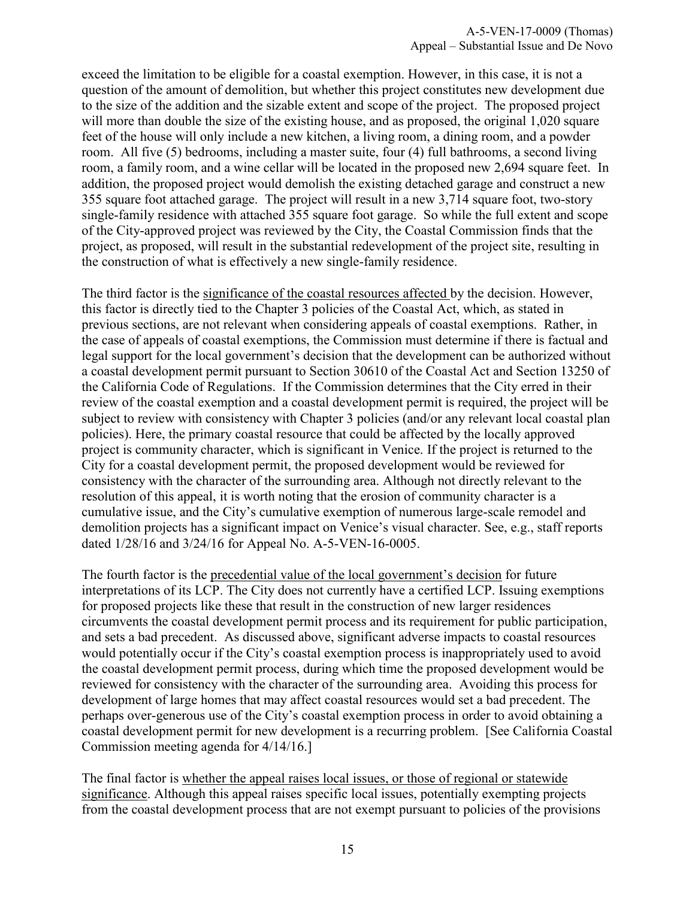exceed the limitation to be eligible for a coastal exemption. However, in this case, it is not a question of the amount of demolition, but whether this project constitutes new development due to the size of the addition and the sizable extent and scope of the project. The proposed project will more than double the size of the existing house, and as proposed, the original 1,020 square feet of the house will only include a new kitchen, a living room, a dining room, and a powder room. All five (5) bedrooms, including a master suite, four (4) full bathrooms, a second living room, a family room, and a wine cellar will be located in the proposed new 2,694 square feet. In addition, the proposed project would demolish the existing detached garage and construct a new 355 square foot attached garage. The project will result in a new 3,714 square foot, two-story single-family residence with attached 355 square foot garage. So while the full extent and scope of the City-approved project was reviewed by the City, the Coastal Commission finds that the project, as proposed, will result in the substantial redevelopment of the project site, resulting in the construction of what is effectively a new single-family residence.

The third factor is the <u>significance of the coastal resources affected</u> by the decision. However, this factor is directly tied to the Chapter 3 policies of the Coastal Act, which, as stated in previous sections, are not relevant when considering appeals of coastal exemptions. Rather, in the case of appeals of coastal exemptions, the Commission must determine if there is factual and legal support for the local government's decision that the development can be authorized without a coastal development permit pursuant to Section 30610 of the Coastal Act and Section 13250 of the California Code of Regulations. If the Commission determines that the City erred in their review of the coastal exemption and a coastal development permit is required, the project will be subject to review with consistency with Chapter 3 policies (and/or any relevant local coastal plan policies). Here, the primary coastal resource that could be affected by the locally approved project is community character, which is significant in Venice. If the project is returned to the City for a coastal development permit, the proposed development would be reviewed for consistency with the character of the surrounding area. Although not directly relevant to the resolution of this appeal, it is worth noting that the erosion of community character is a cumulative issue, and the City's cumulative exemption of numerous large-scale remodel and demolition projects has a significant impact on Venice's visual character. See, e.g., staff reports dated 1/28/16 and 3/24/16 for Appeal No. A-5-VEN-16-0005.

The fourth factor is the <u>precedential value of the local government's decision</u> for future interpretations of its LCP. The City does not currently have a certified LCP. Issuing exemptions for proposed projects like these that result in the construction of new larger residences circumvents the coastal development permit process and its requirement for public participation, and sets a bad precedent. As discussed above, significant adverse impacts to coastal resources would potentially occur if the City's coastal exemption process is inappropriately used to avoid the coastal development permit process, during which time the proposed development would be reviewed for consistency with the character of the surrounding area. Avoiding this process for development of large homes that may affect coastal resources would set a bad precedent. The perhaps over-generous use of the City's coastal exemption process in order to avoid obtaining a coastal development permit for new development is a recurring problem. [See California Coastal Commission meeting agenda for 4/14/16.]

The final factor is <u>whether the appeal raises local issues, or those of regional or statewide significance</u>. Although this appeal raises specific local issues, potentially exempting projects from the coastal development process that are not exempt pursuant to policies of the provisions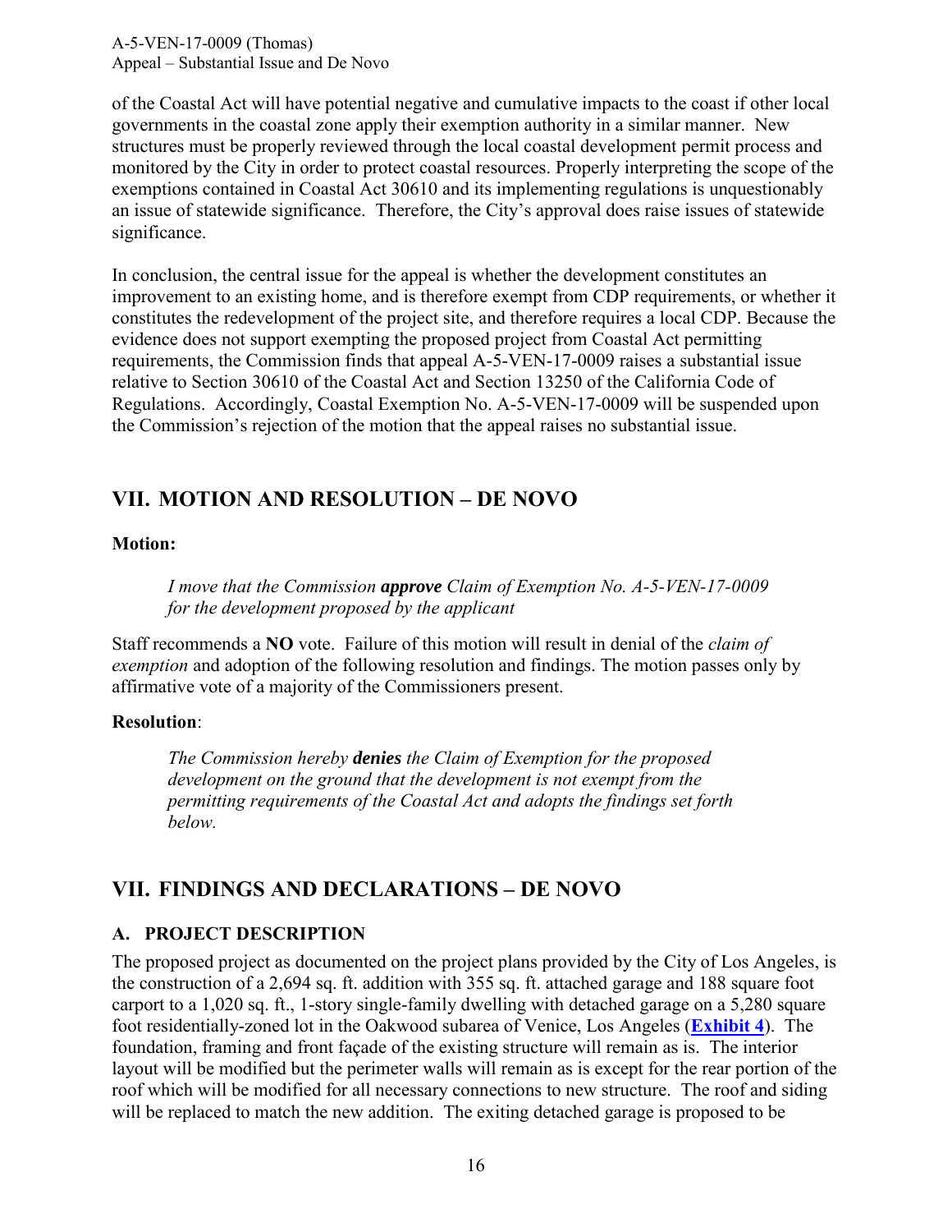of the Coastal Act will have potential negative and cumulative impacts to the coast if other local governments in the coastal zone apply their exemption authority in a similar manner. New structures must be properly reviewed through the local coastal development permit process and monitored by the City in order to protect coastal resources. Properly interpreting the scope of the exemptions contained in Coastal Act 30610 and its implementing regulations is unquestionably an issue of statewide significance. Therefore, the City's approval does raise issues of statewide significance.

In conclusion, the central issue for the appeal is whether the development constitutes an improvement to an existing home, and is therefore exempt from CDP requirements, or whether it constitutes the redevelopment of the project site, and therefore requires a local CDP. Because the evidence does not support exempting the proposed project from Coastal Act permitting requirements, the Commission finds that appeal A-5-VEN-17-0009 raises a substantial issue relative to Section 30610 of the Coastal Act and Section 13250 of the California Code of Regulations. Accordingly, Coastal Exemption No. A-5-VEN-17-0009 will be suspended upon the Commission's rejection of the motion that the appeal raises no substantial issue.

## VII. MOTION AND RESOLUTION – DE NOVO

**Motion:**

> *I move that the Commission* ***approve*** *Claim of Exemption No. A-5-VEN-17-0009 for the development proposed by the applicant*

Staff recommends a **NO** vote. Failure of this motion will result in denial of the *claim of exemption* and adoption of the following resolution and findings. The motion passes only by affirmative vote of a majority of the Commissioners present.

**Resolution**:

> *The Commission hereby* ***denies*** *the Claim of Exemption for the proposed development on the ground that the development is not exempt from the permitting requirements of the Coastal Act and adopts the findings set forth below.*

## VII. FINDINGS AND DECLARATIONS – DE NOVO

### A. PROJECT DESCRIPTION

The proposed project as documented on the project plans provided by the City of Los Angeles, is the construction of a 2,694 sq. ft. addition with 355 sq. ft. attached garage and 188 square foot carport to a 1,020 sq. ft., 1-story single-family dwelling with detached garage on a 5,280 square foot residentially-zoned lot in the Oakwood subarea of Venice, Los Angeles (**Exhibit 4**). The foundation, framing and front façade of the existing structure will remain as is. The interior layout will be modified but the perimeter walls will remain as is except for the rear portion of the roof which will be modified for all necessary connections to new structure. The roof and siding will be replaced to match the new addition. The exiting detached garage is proposed to be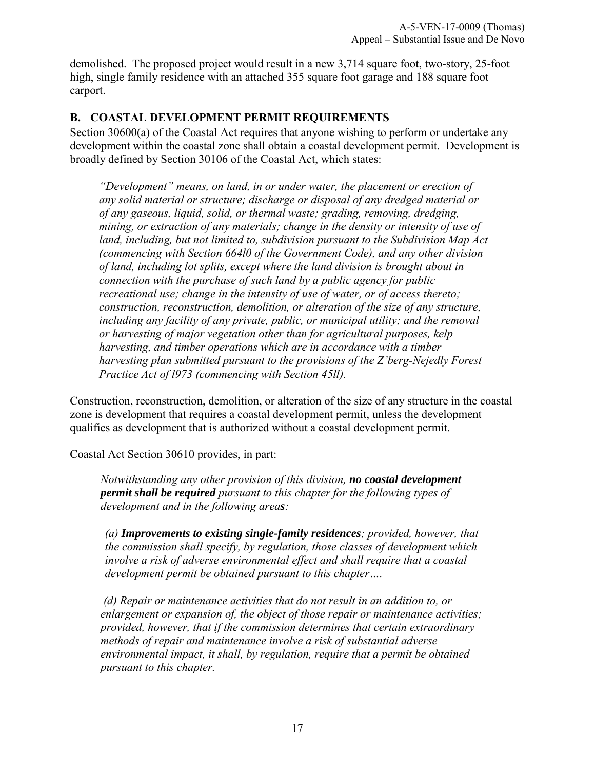demolished. The proposed project would result in a new 3,714 square foot, two-story, 25-foot high, single family residence with an attached 355 square foot garage and 188 square foot carport.

## B. COASTAL DEVELOPMENT PERMIT REQUIREMENTS

Section 30600(a) of the Coastal Act requires that anyone wishing to perform or undertake any development within the coastal zone shall obtain a coastal development permit. Development is broadly defined by Section 30106 of the Coastal Act, which states:

> *"Development" means, on land, in or under water, the placement or erection of any solid material or structure; discharge or disposal of any dredged material or of any gaseous, liquid, solid, or thermal waste; grading, removing, dredging, mining, or extraction of any materials; change in the density or intensity of use of land, including, but not limited to, subdivision pursuant to the Subdivision Map Act (commencing with Section 664l0 of the Government Code), and any other division of land, including lot splits, except where the land division is brought about in connection with the purchase of such land by a public agency for public recreational use; change in the intensity of use of water, or of access thereto; construction, reconstruction, demolition, or alteration of the size of any structure, including any facility of any private, public, or municipal utility; and the removal or harvesting of major vegetation other than for agricultural purposes, kelp harvesting, and timber operations which are in accordance with a timber harvesting plan submitted pursuant to the provisions of the Z'berg-Nejedly Forest Practice Act of l973 (commencing with Section 45ll).*

Construction, reconstruction, demolition, or alteration of the size of any structure in the coastal zone is development that requires a coastal development permit, unless the development qualifies as development that is authorized without a coastal development permit.

Coastal Act Section 30610 provides, in part:

> *Notwithstanding any other provision of this division,* ***no coastal development permit shall be required*** *pursuant to this chapter for the following types of development and in the following area**s**:*
>
> *(a)* ***Improvements to existing single-family residences****; provided, however, that the commission shall specify, by regulation, those classes of development which involve a risk of adverse environmental effect and shall require that a coastal development permit be obtained pursuant to this chapter….*
>
> *(d) Repair or maintenance activities that do not result in an addition to, or enlargement or expansion of, the object of those repair or maintenance activities; provided, however, that if the commission determines that certain extraordinary methods of repair and maintenance involve a risk of substantial adverse environmental impact, it shall, by regulation, require that a permit be obtained pursuant to this chapter.*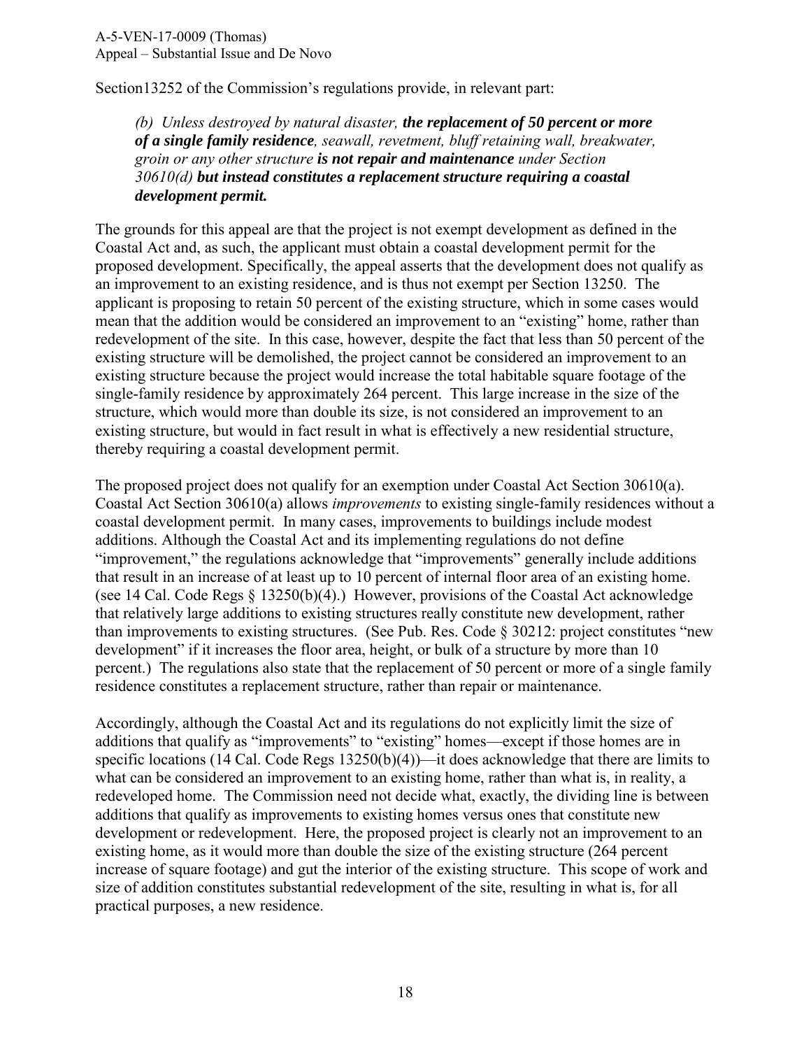Section13252 of the Commission's regulations provide, in relevant part:

> *(b) Unless destroyed by natural disaster, **the replacement of 50 percent or more of a single family residence**, seawall, revetment, bluff retaining wall, breakwater, groin or any other structure **is not repair and maintenance** under Section 30610(d) **but instead constitutes a replacement structure requiring a coastal development permit.***

The grounds for this appeal are that the project is not exempt development as defined in the Coastal Act and, as such, the applicant must obtain a coastal development permit for the proposed development. Specifically, the appeal asserts that the development does not qualify as an improvement to an existing residence, and is thus not exempt per Section 13250. The applicant is proposing to retain 50 percent of the existing structure, which in some cases would mean that the addition would be considered an improvement to an "existing" home, rather than redevelopment of the site. In this case, however, despite the fact that less than 50 percent of the existing structure will be demolished, the project cannot be considered an improvement to an existing structure because the project would increase the total habitable square footage of the single-family residence by approximately 264 percent. This large increase in the size of the structure, which would more than double its size, is not considered an improvement to an existing structure, but would in fact result in what is effectively a new residential structure, thereby requiring a coastal development permit.

The proposed project does not qualify for an exemption under Coastal Act Section 30610(a). Coastal Act Section 30610(a) allows *improvements* to existing single-family residences without a coastal development permit. In many cases, improvements to buildings include modest additions. Although the Coastal Act and its implementing regulations do not define "improvement," the regulations acknowledge that "improvements" generally include additions that result in an increase of at least up to 10 percent of internal floor area of an existing home. (see 14 Cal. Code Regs § 13250(b)(4).) However, provisions of the Coastal Act acknowledge that relatively large additions to existing structures really constitute new development, rather than improvements to existing structures. (See Pub. Res. Code § 30212: project constitutes "new development" if it increases the floor area, height, or bulk of a structure by more than 10 percent.) The regulations also state that the replacement of 50 percent or more of a single family residence constitutes a replacement structure, rather than repair or maintenance.

Accordingly, although the Coastal Act and its regulations do not explicitly limit the size of additions that qualify as "improvements" to "existing" homes—except if those homes are in specific locations (14 Cal. Code Regs 13250(b)(4))—it does acknowledge that there are limits to what can be considered an improvement to an existing home, rather than what is, in reality, a redeveloped home. The Commission need not decide what, exactly, the dividing line is between additions that qualify as improvements to existing homes versus ones that constitute new development or redevelopment. Here, the proposed project is clearly not an improvement to an existing home, as it would more than double the size of the existing structure (264 percent increase of square footage) and gut the interior of the existing structure. This scope of work and size of addition constitutes substantial redevelopment of the site, resulting in what is, for all practical purposes, a new residence.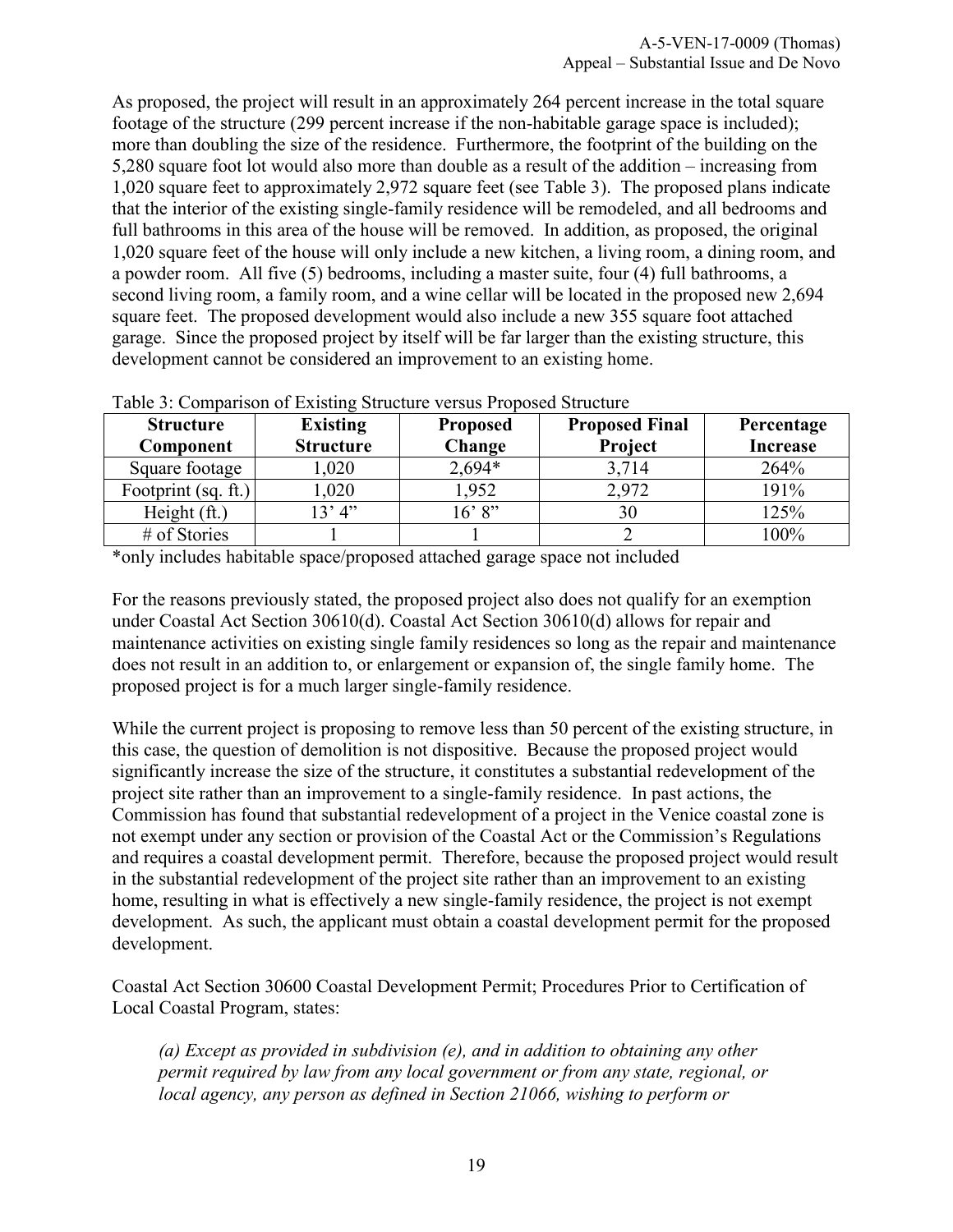As proposed, the project will result in an approximately 264 percent increase in the total square footage of the structure (299 percent increase if the non-habitable garage space is included); more than doubling the size of the residence. Furthermore, the footprint of the building on the 5,280 square foot lot would also more than double as a result of the addition – increasing from 1,020 square feet to approximately 2,972 square feet (see Table 3). The proposed plans indicate that the interior of the existing single-family residence will be remodeled, and all bedrooms and full bathrooms in this area of the house will be removed. In addition, as proposed, the original 1,020 square feet of the house will only include a new kitchen, a living room, a dining room, and a powder room. All five (5) bedrooms, including a master suite, four (4) full bathrooms, a second living room, a family room, and a wine cellar will be located in the proposed new 2,694 square feet. The proposed development would also include a new 355 square foot attached garage. Since the proposed project by itself will be far larger than the existing structure, this development cannot be considered an improvement to an existing home.

Table 3: Comparison of Existing Structure versus Proposed Structure

| Structure Component | Existing Structure | Proposed Change | Proposed Final Project | Percentage Increase |
|---|---|---|---|---|
| Square footage | 1,020 | 2,694* | 3,714 | 264% |
| Footprint (sq. ft.) | 1,020 | 1,952 | 2,972 | 191% |
| Height (ft.) | 13' 4" | 16' 8" | 30 | 125% |
| # of Stories | 1 | 1 | 2 | 100% |

*only includes habitable space/proposed attached garage space not included

For the reasons previously stated, the proposed project also does not qualify for an exemption under Coastal Act Section 30610(d). Coastal Act Section 30610(d) allows for repair and maintenance activities on existing single family residences so long as the repair and maintenance does not result in an addition to, or enlargement or expansion of, the single family home. The proposed project is for a much larger single-family residence.

While the current project is proposing to remove less than 50 percent of the existing structure, in this case, the question of demolition is not dispositive. Because the proposed project would significantly increase the size of the structure, it constitutes a substantial redevelopment of the project site rather than an improvement to a single-family residence. In past actions, the Commission has found that substantial redevelopment of a project in the Venice coastal zone is not exempt under any section or provision of the Coastal Act or the Commission's Regulations and requires a coastal development permit. Therefore, because the proposed project would result in the substantial redevelopment of the project site rather than an improvement to an existing home, resulting in what is effectively a new single-family residence, the project is not exempt development. As such, the applicant must obtain a coastal development permit for the proposed development.

Coastal Act Section 30600 Coastal Development Permit; Procedures Prior to Certification of Local Coastal Program, states:

> *(a) Except as provided in subdivision (e), and in addition to obtaining any other permit required by law from any local government or from any state, regional, or local agency, any person as defined in Section 21066, wishing to perform or*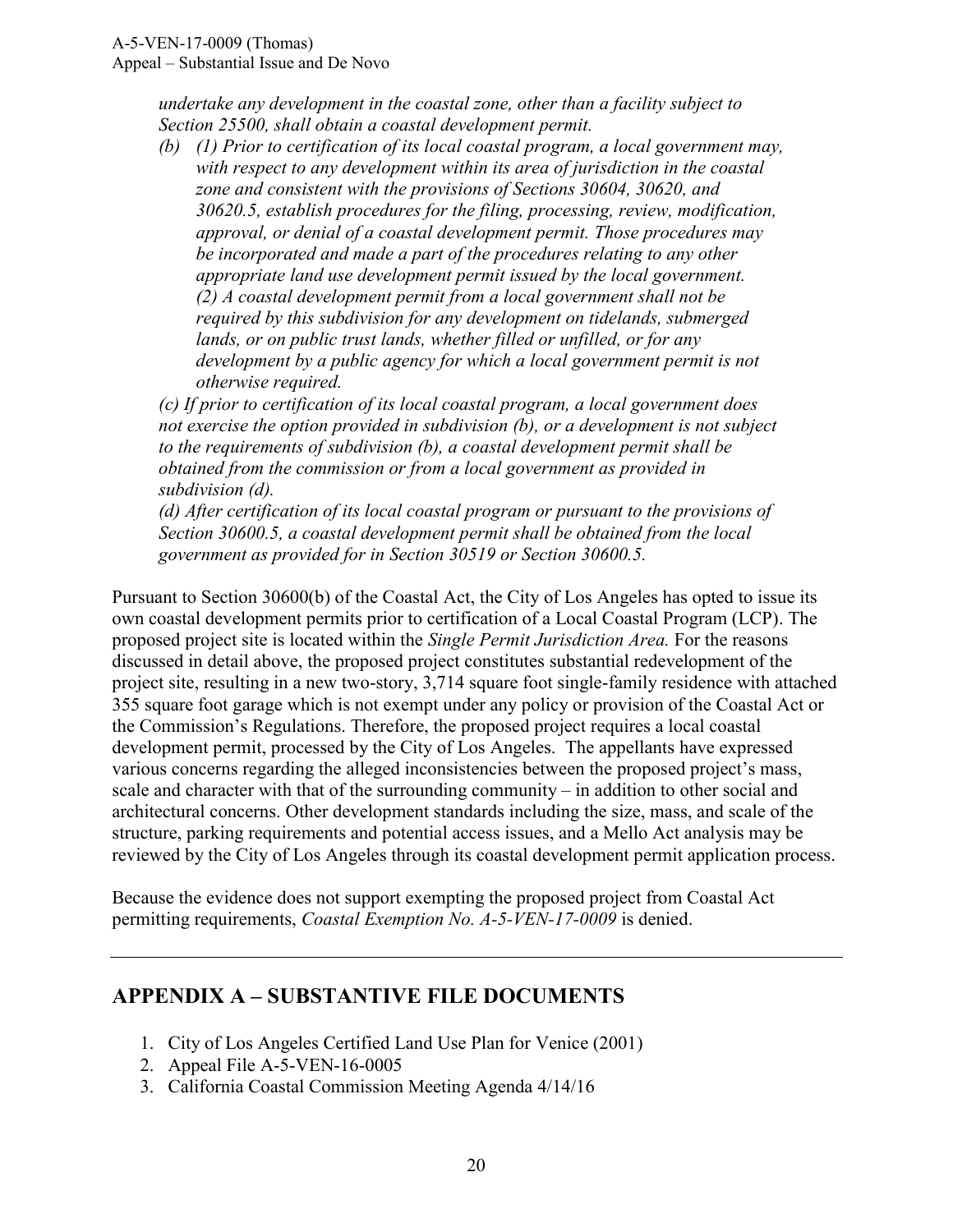*undertake any development in the coastal zone, other than a facility subject to Section 25500, shall obtain a coastal development permit.*

*(b) (1) Prior to certification of its local coastal program, a local government may, with respect to any development within its area of jurisdiction in the coastal zone and consistent with the provisions of Sections 30604, 30620, and 30620.5, establish procedures for the filing, processing, review, modification, approval, or denial of a coastal development permit. Those procedures may be incorporated and made a part of the procedures relating to any other appropriate land use development permit issued by the local government.*
*(2) A coastal development permit from a local government shall not be required by this subdivision for any development on tidelands, submerged lands, or on public trust lands, whether filled or unfilled, or for any development by a public agency for which a local government permit is not otherwise required.*

*(c) If prior to certification of its local coastal program, a local government does not exercise the option provided in subdivision (b), or a development is not subject to the requirements of subdivision (b), a coastal development permit shall be obtained from the commission or from a local government as provided in subdivision (d).*

*(d) After certification of its local coastal program or pursuant to the provisions of Section 30600.5, a coastal development permit shall be obtained from the local government as provided for in Section 30519 or Section 30600.5.*

Pursuant to Section 30600(b) of the Coastal Act, the City of Los Angeles has opted to issue its own coastal development permits prior to certification of a Local Coastal Program (LCP). The proposed project site is located within the *Single Permit Jurisdiction Area.* For the reasons discussed in detail above, the proposed project constitutes substantial redevelopment of the project site, resulting in a new two-story, 3,714 square foot single-family residence with attached 355 square foot garage which is not exempt under any policy or provision of the Coastal Act or the Commission's Regulations. Therefore, the proposed project requires a local coastal development permit, processed by the City of Los Angeles. The appellants have expressed various concerns regarding the alleged inconsistencies between the proposed project's mass, scale and character with that of the surrounding community – in addition to other social and architectural concerns. Other development standards including the size, mass, and scale of the structure, parking requirements and potential access issues, and a Mello Act analysis may be reviewed by the City of Los Angeles through its coastal development permit application process.

Because the evidence does not support exempting the proposed project from Coastal Act permitting requirements, *Coastal Exemption No. A-5-VEN-17-0009* is denied.

---

## APPENDIX A – SUBSTANTIVE FILE DOCUMENTS

1. City of Los Angeles Certified Land Use Plan for Venice (2001)
2. Appeal File A-5-VEN-16-0005
3. California Coastal Commission Meeting Agenda 4/14/16